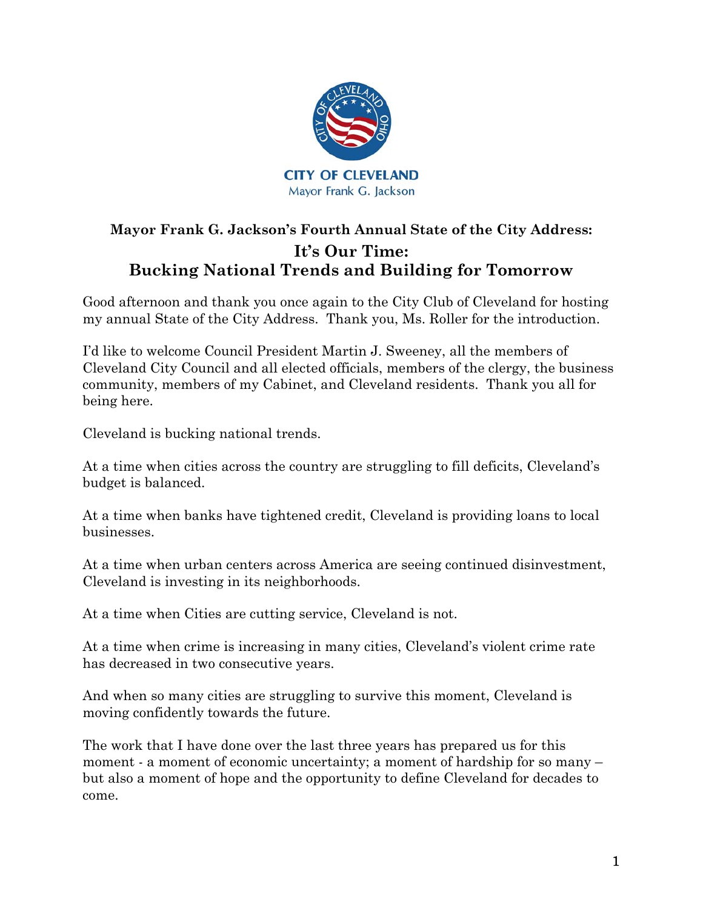CITY OF CLEVELAND
Mayor Frank G. Jackson

## Mayor Frank G. Jackson's Fourth Annual State of the City Address:
# It's Our Time:
# Bucking National Trends and Building for Tomorrow

Good afternoon and thank you once again to the City Club of Cleveland for hosting my annual State of the City Address. Thank you, Ms. Roller for the introduction.

I'd like to welcome Council President Martin J. Sweeney, all the members of Cleveland City Council and all elected officials, members of the clergy, the business community, members of my Cabinet, and Cleveland residents. Thank you all for being here.

Cleveland is bucking national trends.

At a time when cities across the country are struggling to fill deficits, Cleveland's budget is balanced.

At a time when banks have tightened credit, Cleveland is providing loans to local businesses.

At a time when urban centers across America are seeing continued disinvestment, Cleveland is investing in its neighborhoods.

At a time when Cities are cutting service, Cleveland is not.

At a time when crime is increasing in many cities, Cleveland's violent crime rate has decreased in two consecutive years.

And when so many cities are struggling to survive this moment, Cleveland is moving confidently towards the future.

The work that I have done over the last three years has prepared us for this moment - a moment of economic uncertainty; a moment of hardship for so many – but also a moment of hope and the opportunity to define Cleveland for decades to come.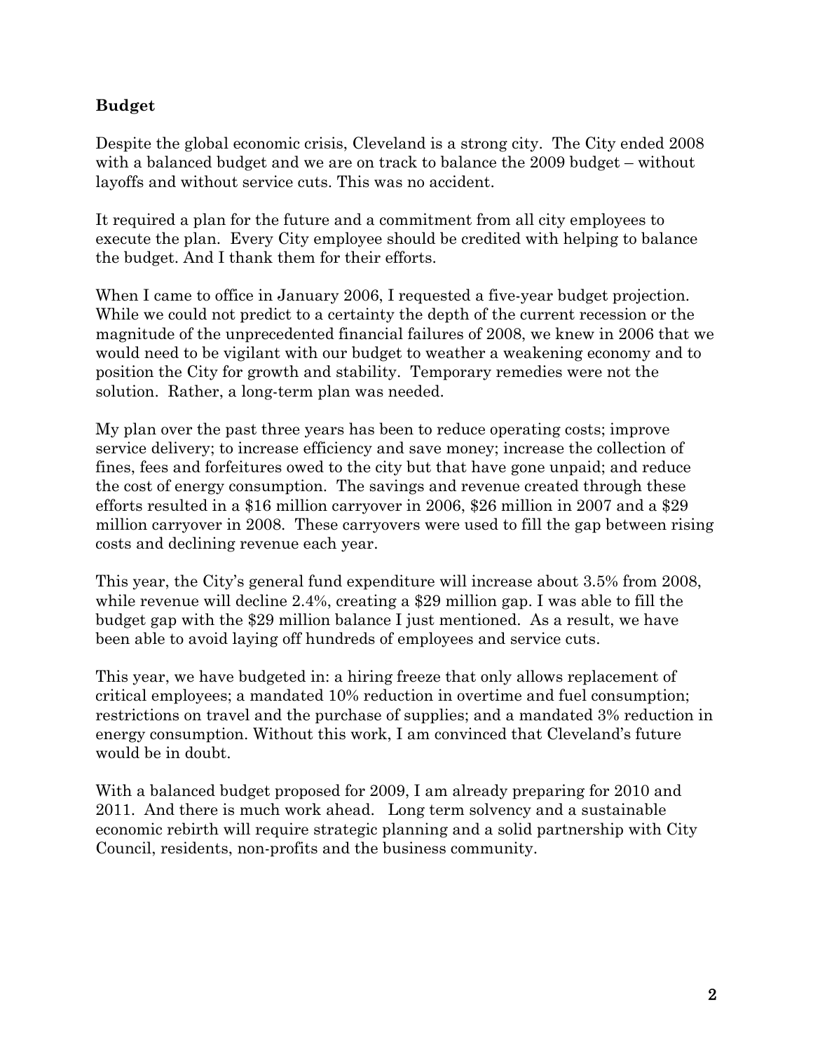## Budget

Despite the global economic crisis, Cleveland is a strong city. The City ended 2008 with a balanced budget and we are on track to balance the 2009 budget – without layoffs and without service cuts. This was no accident.

It required a plan for the future and a commitment from all city employees to execute the plan. Every City employee should be credited with helping to balance the budget. And I thank them for their efforts.

When I came to office in January 2006, I requested a five-year budget projection. While we could not predict to a certainty the depth of the current recession or the magnitude of the unprecedented financial failures of 2008, we knew in 2006 that we would need to be vigilant with our budget to weather a weakening economy and to position the City for growth and stability. Temporary remedies were not the solution. Rather, a long-term plan was needed.

My plan over the past three years has been to reduce operating costs; improve service delivery; to increase efficiency and save money; increase the collection of fines, fees and forfeitures owed to the city but that have gone unpaid; and reduce the cost of energy consumption. The savings and revenue created through these efforts resulted in a $16 million carryover in 2006, $26 million in 2007 and a $29 million carryover in 2008. These carryovers were used to fill the gap between rising costs and declining revenue each year.

This year, the City's general fund expenditure will increase about 3.5% from 2008, while revenue will decline 2.4%, creating a $29 million gap. I was able to fill the budget gap with the $29 million balance I just mentioned. As a result, we have been able to avoid laying off hundreds of employees and service cuts.

This year, we have budgeted in: a hiring freeze that only allows replacement of critical employees; a mandated 10% reduction in overtime and fuel consumption; restrictions on travel and the purchase of supplies; and a mandated 3% reduction in energy consumption. Without this work, I am convinced that Cleveland's future would be in doubt.

With a balanced budget proposed for 2009, I am already preparing for 2010 and 2011. And there is much work ahead. Long term solvency and a sustainable economic rebirth will require strategic planning and a solid partnership with City Council, residents, non-profits and the business community.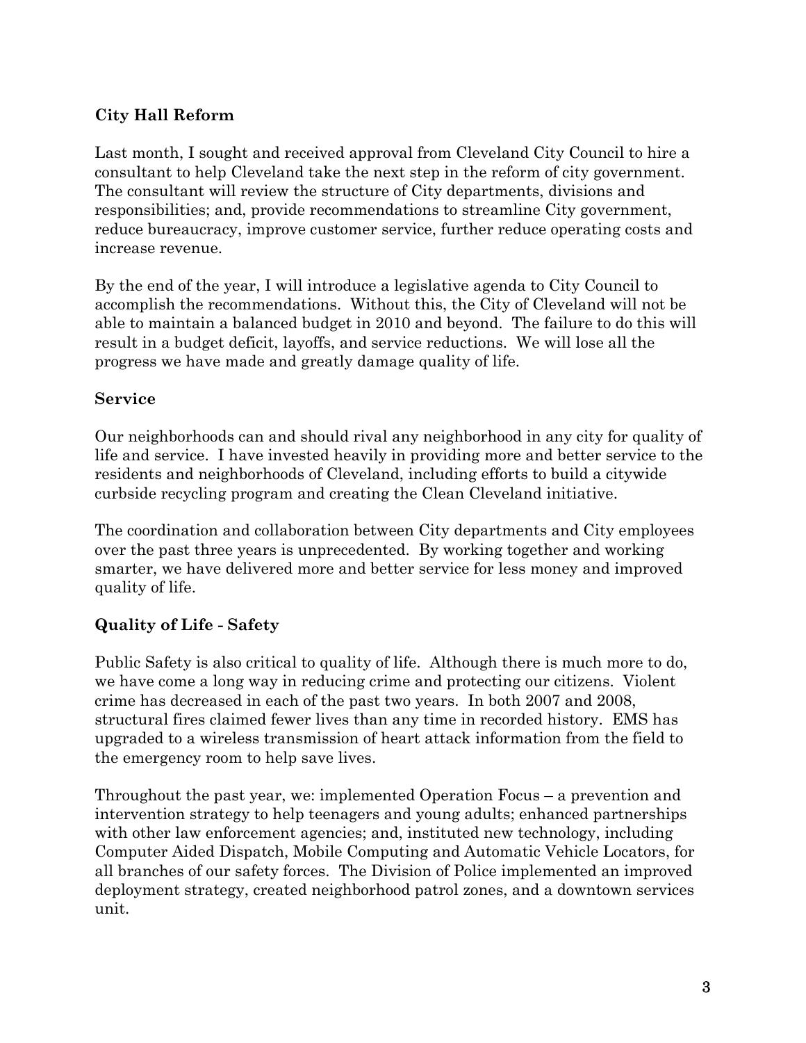## City Hall Reform

Last month, I sought and received approval from Cleveland City Council to hire a consultant to help Cleveland take the next step in the reform of city government. The consultant will review the structure of City departments, divisions and responsibilities; and, provide recommendations to streamline City government, reduce bureaucracy, improve customer service, further reduce operating costs and increase revenue.

By the end of the year, I will introduce a legislative agenda to City Council to accomplish the recommendations. Without this, the City of Cleveland will not be able to maintain a balanced budget in 2010 and beyond. The failure to do this will result in a budget deficit, layoffs, and service reductions. We will lose all the progress we have made and greatly damage quality of life.

## Service

Our neighborhoods can and should rival any neighborhood in any city for quality of life and service. I have invested heavily in providing more and better service to the residents and neighborhoods of Cleveland, including efforts to build a citywide curbside recycling program and creating the Clean Cleveland initiative.

The coordination and collaboration between City departments and City employees over the past three years is unprecedented. By working together and working smarter, we have delivered more and better service for less money and improved quality of life.

## Quality of Life - Safety

Public Safety is also critical to quality of life. Although there is much more to do, we have come a long way in reducing crime and protecting our citizens. Violent crime has decreased in each of the past two years. In both 2007 and 2008, structural fires claimed fewer lives than any time in recorded history. EMS has upgraded to a wireless transmission of heart attack information from the field to the emergency room to help save lives.

Throughout the past year, we: implemented Operation Focus – a prevention and intervention strategy to help teenagers and young adults; enhanced partnerships with other law enforcement agencies; and, instituted new technology, including Computer Aided Dispatch, Mobile Computing and Automatic Vehicle Locators, for all branches of our safety forces. The Division of Police implemented an improved deployment strategy, created neighborhood patrol zones, and a downtown services unit.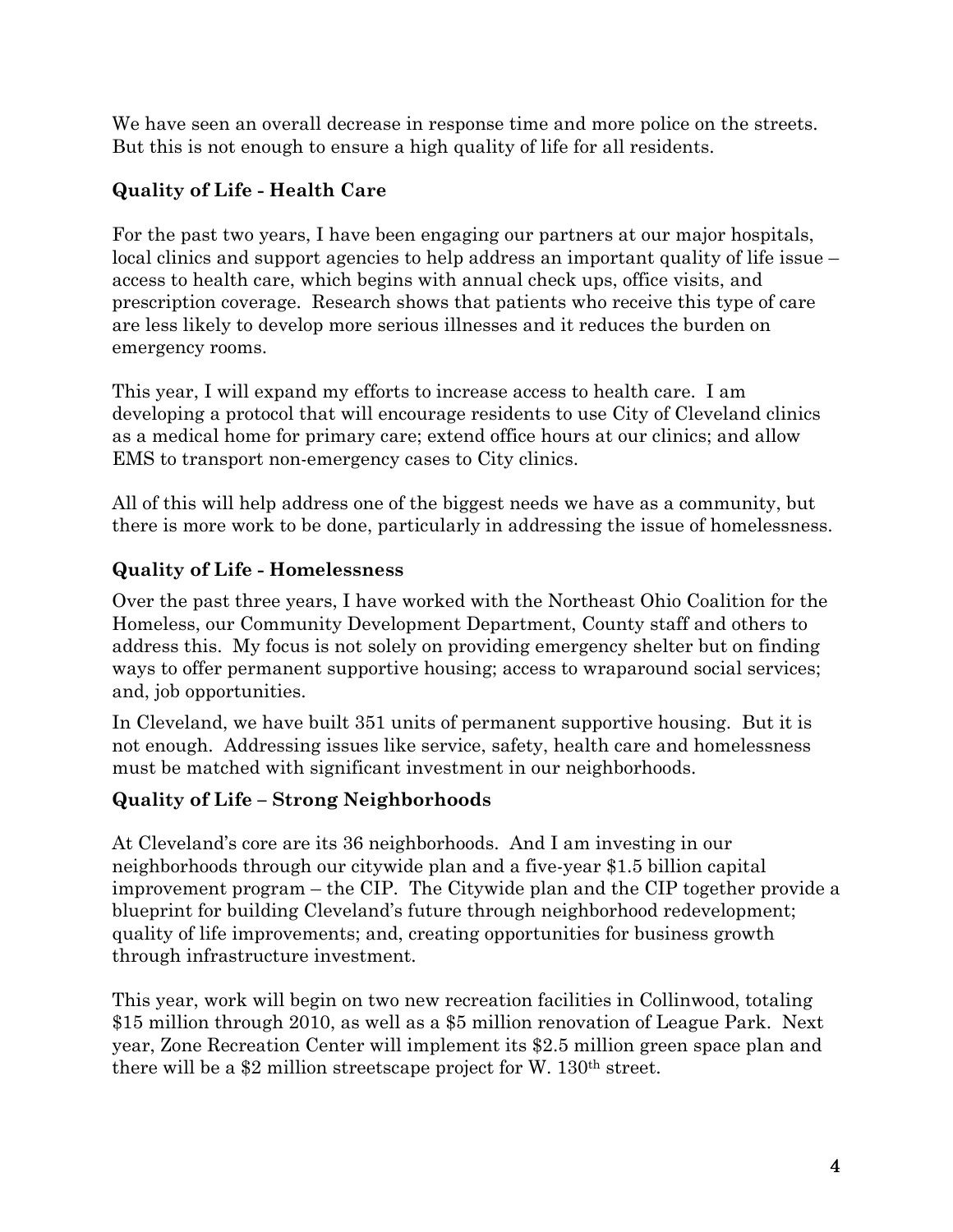We have seen an overall decrease in response time and more police on the streets. But this is not enough to ensure a high quality of life for all residents.

**Quality of Life - Health Care**

For the past two years, I have been engaging our partners at our major hospitals, local clinics and support agencies to help address an important quality of life issue – access to health care, which begins with annual check ups, office visits, and prescription coverage. Research shows that patients who receive this type of care are less likely to develop more serious illnesses and it reduces the burden on emergency rooms.

This year, I will expand my efforts to increase access to health care. I am developing a protocol that will encourage residents to use City of Cleveland clinics as a medical home for primary care; extend office hours at our clinics; and allow EMS to transport non-emergency cases to City clinics.

All of this will help address one of the biggest needs we have as a community, but there is more work to be done, particularly in addressing the issue of homelessness.

**Quality of Life - Homelessness**

Over the past three years, I have worked with the Northeast Ohio Coalition for the Homeless, our Community Development Department, County staff and others to address this. My focus is not solely on providing emergency shelter but on finding ways to offer permanent supportive housing; access to wraparound social services; and, job opportunities.

In Cleveland, we have built 351 units of permanent supportive housing. But it is not enough. Addressing issues like service, safety, health care and homelessness must be matched with significant investment in our neighborhoods.

**Quality of Life – Strong Neighborhoods**

At Cleveland's core are its 36 neighborhoods. And I am investing in our neighborhoods through our citywide plan and a five-year $1.5 billion capital improvement program – the CIP. The Citywide plan and the CIP together provide a blueprint for building Cleveland's future through neighborhood redevelopment; quality of life improvements; and, creating opportunities for business growth through infrastructure investment.

This year, work will begin on two new recreation facilities in Collinwood, totaling $15 million through 2010, as well as a $5 million renovation of League Park. Next year, Zone Recreation Center will implement its $2.5 million green space plan and there will be a $2 million streetscape project for W. 130th street.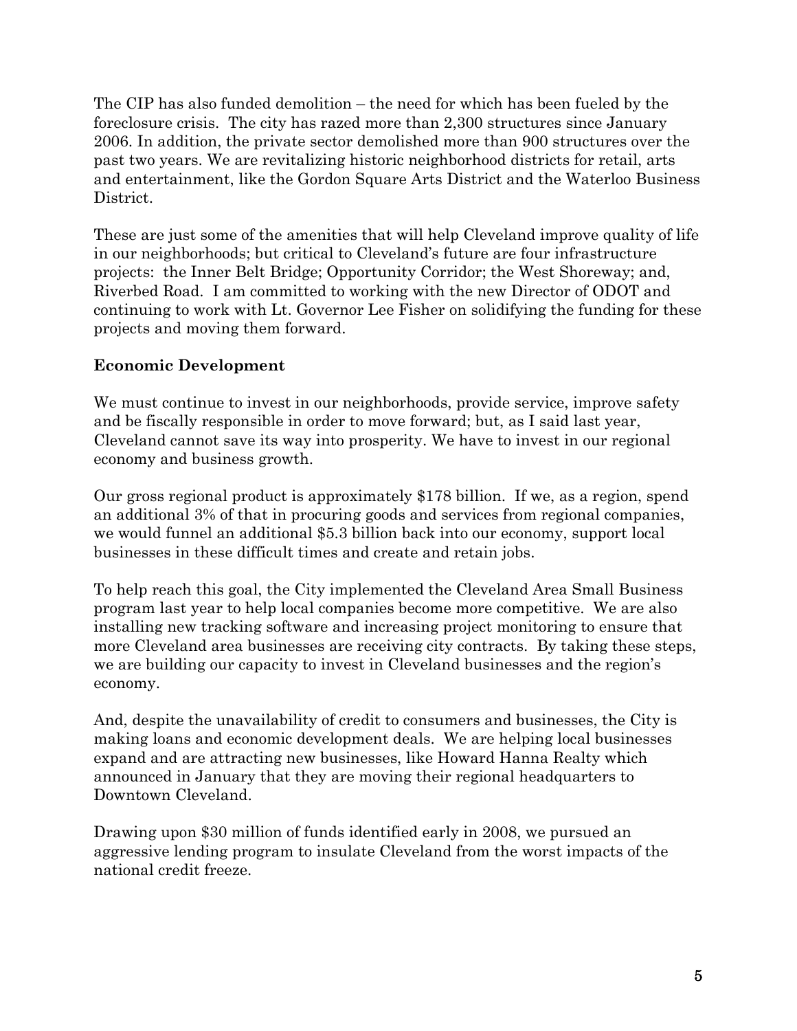The CIP has also funded demolition – the need for which has been fueled by the foreclosure crisis. The city has razed more than 2,300 structures since January 2006. In addition, the private sector demolished more than 900 structures over the past two years. We are revitalizing historic neighborhood districts for retail, arts and entertainment, like the Gordon Square Arts District and the Waterloo Business District.

These are just some of the amenities that will help Cleveland improve quality of life in our neighborhoods; but critical to Cleveland's future are four infrastructure projects: the Inner Belt Bridge; Opportunity Corridor; the West Shoreway; and, Riverbed Road. I am committed to working with the new Director of ODOT and continuing to work with Lt. Governor Lee Fisher on solidifying the funding for these projects and moving them forward.

**Economic Development**

We must continue to invest in our neighborhoods, provide service, improve safety and be fiscally responsible in order to move forward; but, as I said last year, Cleveland cannot save its way into prosperity. We have to invest in our regional economy and business growth.

Our gross regional product is approximately $178 billion. If we, as a region, spend an additional 3% of that in procuring goods and services from regional companies, we would funnel an additional $5.3 billion back into our economy, support local businesses in these difficult times and create and retain jobs.

To help reach this goal, the City implemented the Cleveland Area Small Business program last year to help local companies become more competitive. We are also installing new tracking software and increasing project monitoring to ensure that more Cleveland area businesses are receiving city contracts. By taking these steps, we are building our capacity to invest in Cleveland businesses and the region's economy.

And, despite the unavailability of credit to consumers and businesses, the City is making loans and economic development deals. We are helping local businesses expand and are attracting new businesses, like Howard Hanna Realty which announced in January that they are moving their regional headquarters to Downtown Cleveland.

Drawing upon $30 million of funds identified early in 2008, we pursued an aggressive lending program to insulate Cleveland from the worst impacts of the national credit freeze.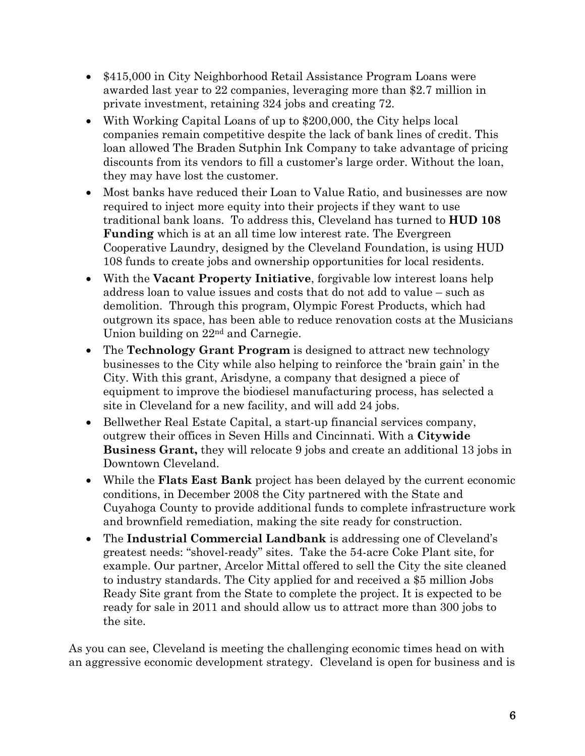- $415,000 in City Neighborhood Retail Assistance Program Loans were awarded last year to 22 companies, leveraging more than $2.7 million in private investment, retaining 324 jobs and creating 72.
- With Working Capital Loans of up to $200,000, the City helps local companies remain competitive despite the lack of bank lines of credit. This loan allowed The Braden Sutphin Ink Company to take advantage of pricing discounts from its vendors to fill a customer's large order. Without the loan, they may have lost the customer.
- Most banks have reduced their Loan to Value Ratio, and businesses are now required to inject more equity into their projects if they want to use traditional bank loans. To address this, Cleveland has turned to **HUD 108 Funding** which is at an all time low interest rate. The Evergreen Cooperative Laundry, designed by the Cleveland Foundation, is using HUD 108 funds to create jobs and ownership opportunities for local residents.
- With the **Vacant Property Initiative**, forgivable low interest loans help address loan to value issues and costs that do not add to value – such as demolition. Through this program, Olympic Forest Products, which had outgrown its space, has been able to reduce renovation costs at the Musicians Union building on 22nd and Carnegie.
- The **Technology Grant Program** is designed to attract new technology businesses to the City while also helping to reinforce the 'brain gain' in the City. With this grant, Arisdyne, a company that designed a piece of equipment to improve the biodiesel manufacturing process, has selected a site in Cleveland for a new facility, and will add 24 jobs.
- Bellwether Real Estate Capital, a start-up financial services company, outgrew their offices in Seven Hills and Cincinnati. With a **Citywide Business Grant,** they will relocate 9 jobs and create an additional 13 jobs in Downtown Cleveland.
- While the **Flats East Bank** project has been delayed by the current economic conditions, in December 2008 the City partnered with the State and Cuyahoga County to provide additional funds to complete infrastructure work and brownfield remediation, making the site ready for construction.
- The **Industrial Commercial Landbank** is addressing one of Cleveland's greatest needs: "shovel-ready" sites. Take the 54-acre Coke Plant site, for example. Our partner, Arcelor Mittal offered to sell the City the site cleaned to industry standards. The City applied for and received a $5 million Jobs Ready Site grant from the State to complete the project. It is expected to be ready for sale in 2011 and should allow us to attract more than 300 jobs to the site.

As you can see, Cleveland is meeting the challenging economic times head on with an aggressive economic development strategy. Cleveland is open for business and is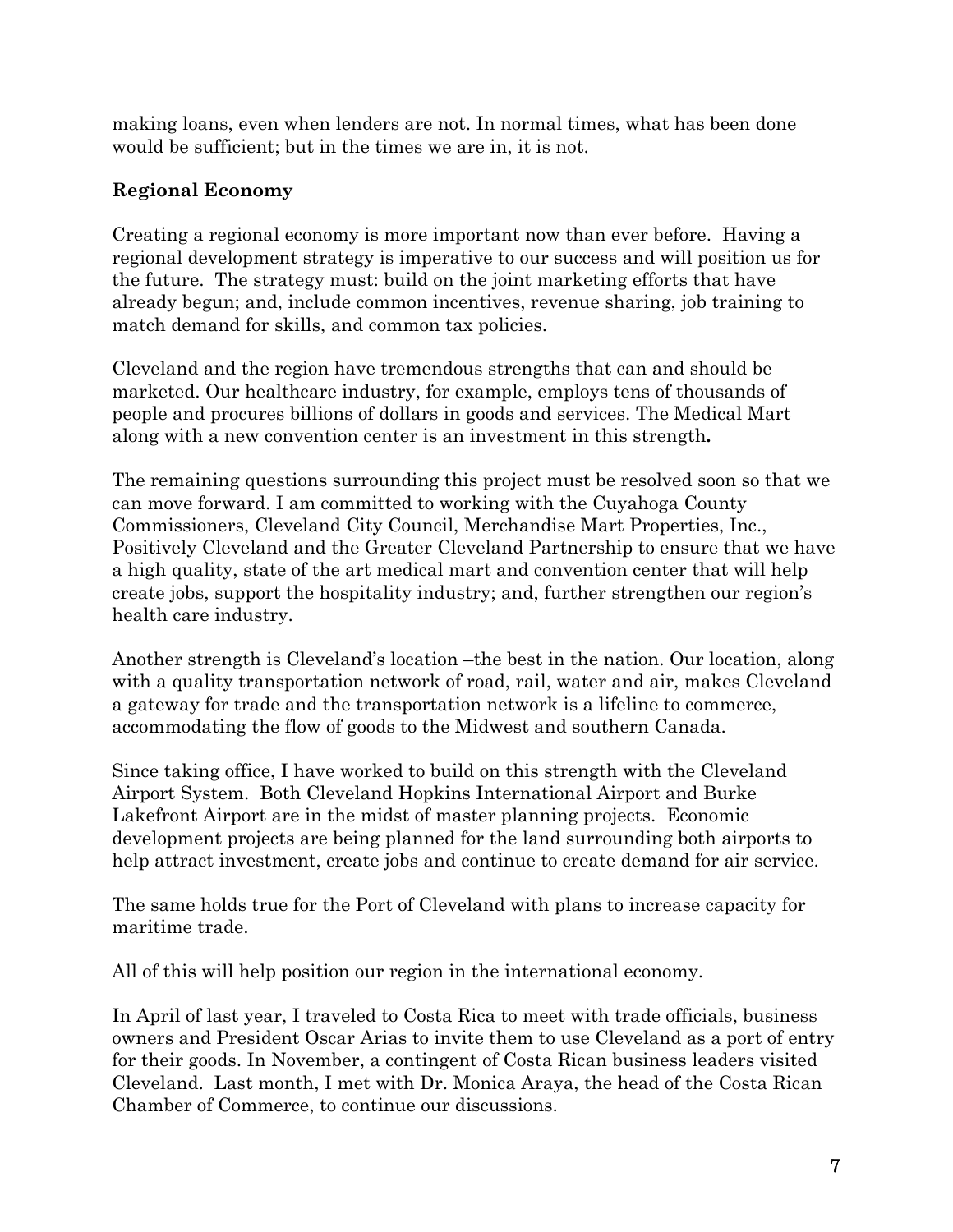making loans, even when lenders are not. In normal times, what has been done would be sufficient; but in the times we are in, it is not.

## Regional Economy

Creating a regional economy is more important now than ever before. Having a regional development strategy is imperative to our success and will position us for the future. The strategy must: build on the joint marketing efforts that have already begun; and, include common incentives, revenue sharing, job training to match demand for skills, and common tax policies.

Cleveland and the region have tremendous strengths that can and should be marketed. Our healthcare industry, for example, employs tens of thousands of people and procures billions of dollars in goods and services. The Medical Mart along with a new convention center is an investment in this strength.

The remaining questions surrounding this project must be resolved soon so that we can move forward. I am committed to working with the Cuyahoga County Commissioners, Cleveland City Council, Merchandise Mart Properties, Inc., Positively Cleveland and the Greater Cleveland Partnership to ensure that we have a high quality, state of the art medical mart and convention center that will help create jobs, support the hospitality industry; and, further strengthen our region's health care industry.

Another strength is Cleveland's location –the best in the nation. Our location, along with a quality transportation network of road, rail, water and air, makes Cleveland a gateway for trade and the transportation network is a lifeline to commerce, accommodating the flow of goods to the Midwest and southern Canada.

Since taking office, I have worked to build on this strength with the Cleveland Airport System. Both Cleveland Hopkins International Airport and Burke Lakefront Airport are in the midst of master planning projects. Economic development projects are being planned for the land surrounding both airports to help attract investment, create jobs and continue to create demand for air service.

The same holds true for the Port of Cleveland with plans to increase capacity for maritime trade.

All of this will help position our region in the international economy.

In April of last year, I traveled to Costa Rica to meet with trade officials, business owners and President Oscar Arias to invite them to use Cleveland as a port of entry for their goods. In November, a contingent of Costa Rican business leaders visited Cleveland. Last month, I met with Dr. Monica Araya, the head of the Costa Rican Chamber of Commerce, to continue our discussions.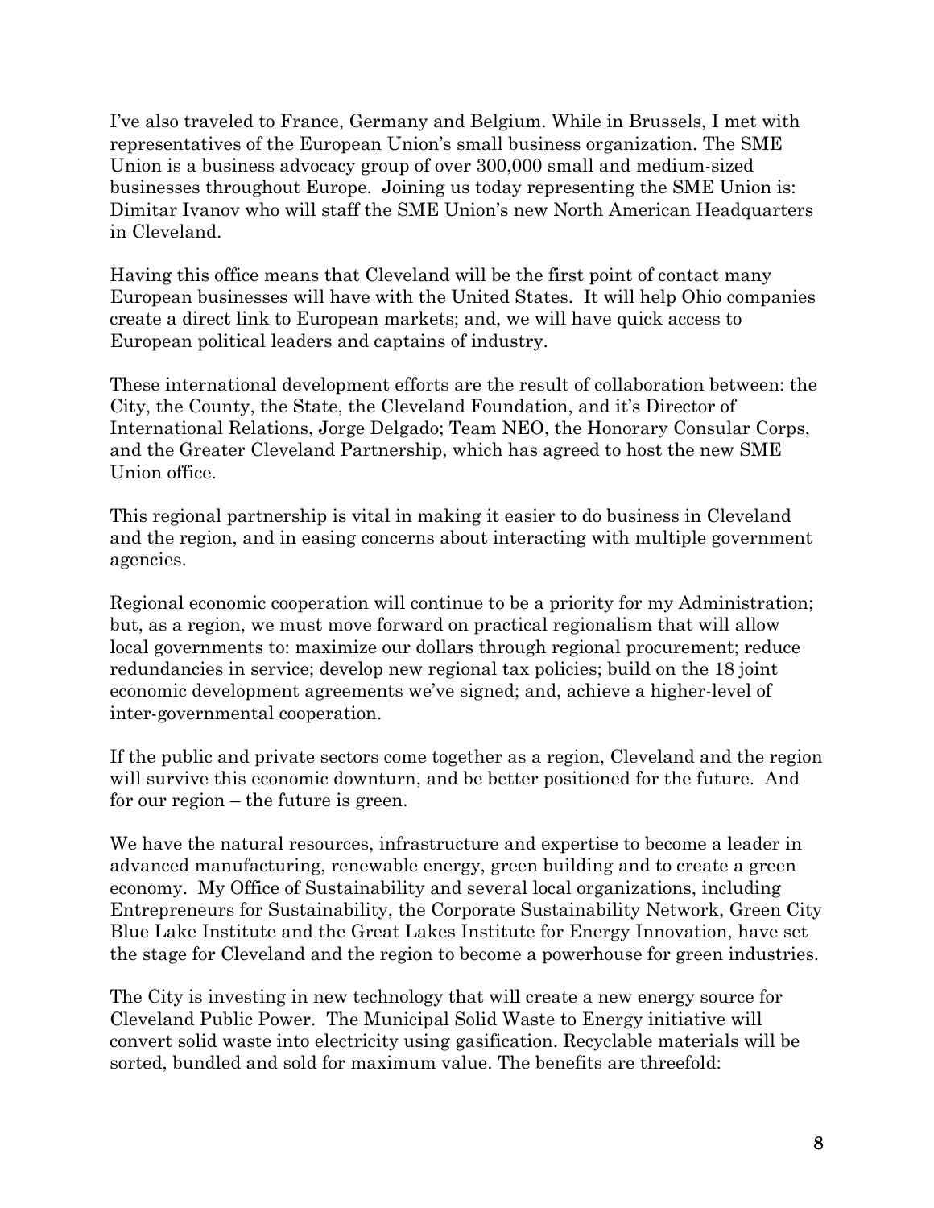I've also traveled to France, Germany and Belgium. While in Brussels, I met with representatives of the European Union's small business organization. The SME Union is a business advocacy group of over 300,000 small and medium-sized businesses throughout Europe. Joining us today representing the SME Union is: Dimitar Ivanov who will staff the SME Union's new North American Headquarters in Cleveland.

Having this office means that Cleveland will be the first point of contact many European businesses will have with the United States. It will help Ohio companies create a direct link to European markets; and, we will have quick access to European political leaders and captains of industry.

These international development efforts are the result of collaboration between: the City, the County, the State, the Cleveland Foundation, and it's Director of International Relations, Jorge Delgado; Team NEO, the Honorary Consular Corps, and the Greater Cleveland Partnership, which has agreed to host the new SME Union office.

This regional partnership is vital in making it easier to do business in Cleveland and the region, and in easing concerns about interacting with multiple government agencies.

Regional economic cooperation will continue to be a priority for my Administration; but, as a region, we must move forward on practical regionalism that will allow local governments to: maximize our dollars through regional procurement; reduce redundancies in service; develop new regional tax policies; build on the 18 joint economic development agreements we've signed; and, achieve a higher-level of inter-governmental cooperation.

If the public and private sectors come together as a region, Cleveland and the region will survive this economic downturn, and be better positioned for the future. And for our region – the future is green.

We have the natural resources, infrastructure and expertise to become a leader in advanced manufacturing, renewable energy, green building and to create a green economy. My Office of Sustainability and several local organizations, including Entrepreneurs for Sustainability, the Corporate Sustainability Network, Green City Blue Lake Institute and the Great Lakes Institute for Energy Innovation, have set the stage for Cleveland and the region to become a powerhouse for green industries.

The City is investing in new technology that will create a new energy source for Cleveland Public Power. The Municipal Solid Waste to Energy initiative will convert solid waste into electricity using gasification. Recyclable materials will be sorted, bundled and sold for maximum value. The benefits are threefold: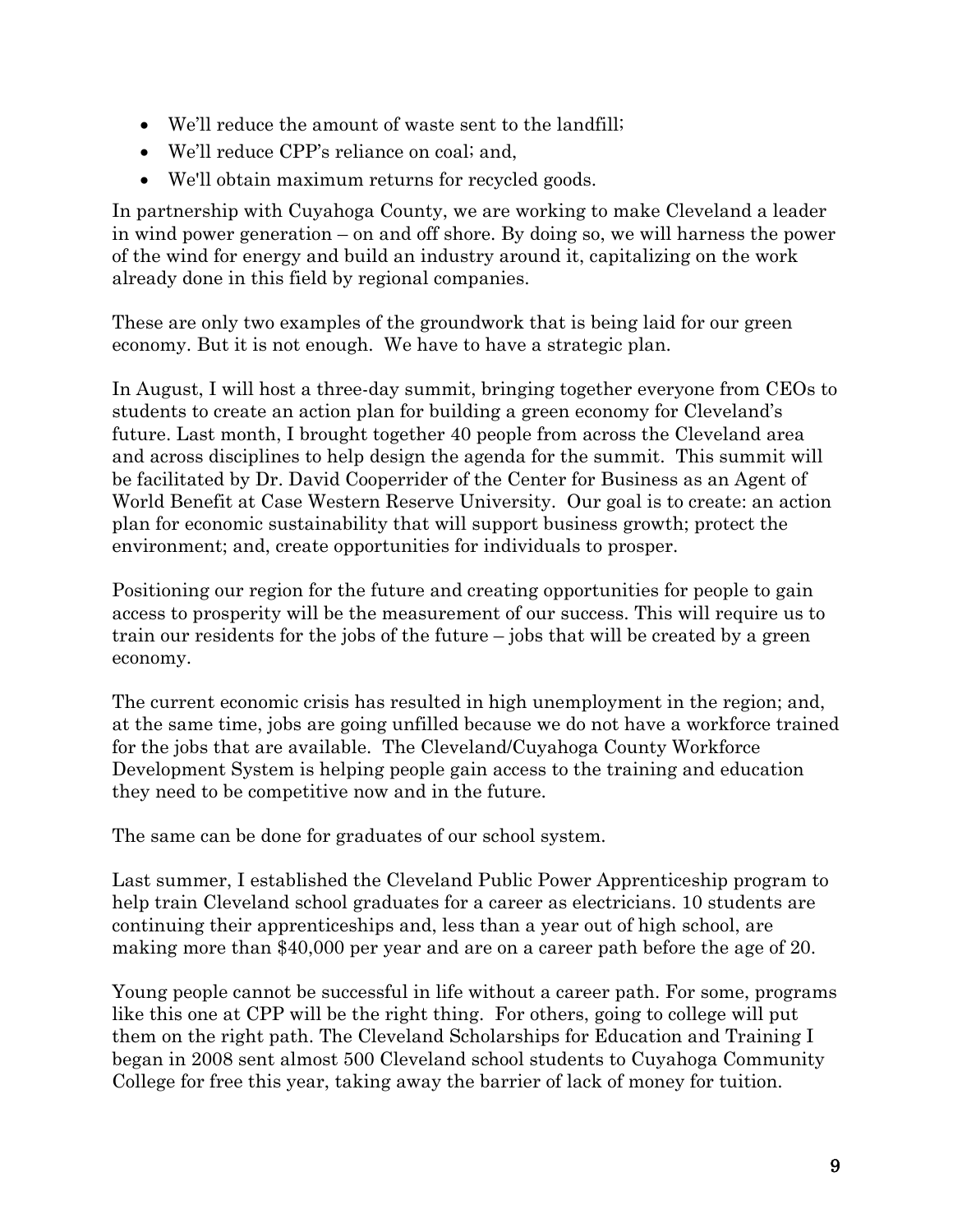- We'll reduce the amount of waste sent to the landfill;
- We'll reduce CPP's reliance on coal; and,
- We'll obtain maximum returns for recycled goods.

In partnership with Cuyahoga County, we are working to make Cleveland a leader in wind power generation – on and off shore. By doing so, we will harness the power of the wind for energy and build an industry around it, capitalizing on the work already done in this field by regional companies.

These are only two examples of the groundwork that is being laid for our green economy. But it is not enough. We have to have a strategic plan.

In August, I will host a three-day summit, bringing together everyone from CEOs to students to create an action plan for building a green economy for Cleveland's future. Last month, I brought together 40 people from across the Cleveland area and across disciplines to help design the agenda for the summit. This summit will be facilitated by Dr. David Cooperrider of the Center for Business as an Agent of World Benefit at Case Western Reserve University. Our goal is to create: an action plan for economic sustainability that will support business growth; protect the environment; and, create opportunities for individuals to prosper.

Positioning our region for the future and creating opportunities for people to gain access to prosperity will be the measurement of our success. This will require us to train our residents for the jobs of the future – jobs that will be created by a green economy.

The current economic crisis has resulted in high unemployment in the region; and, at the same time, jobs are going unfilled because we do not have a workforce trained for the jobs that are available. The Cleveland/Cuyahoga County Workforce Development System is helping people gain access to the training and education they need to be competitive now and in the future.

The same can be done for graduates of our school system.

Last summer, I established the Cleveland Public Power Apprenticeship program to help train Cleveland school graduates for a career as electricians. 10 students are continuing their apprenticeships and, less than a year out of high school, are making more than $40,000 per year and are on a career path before the age of 20.

Young people cannot be successful in life without a career path. For some, programs like this one at CPP will be the right thing. For others, going to college will put them on the right path. The Cleveland Scholarships for Education and Training I began in 2008 sent almost 500 Cleveland school students to Cuyahoga Community College for free this year, taking away the barrier of lack of money for tuition.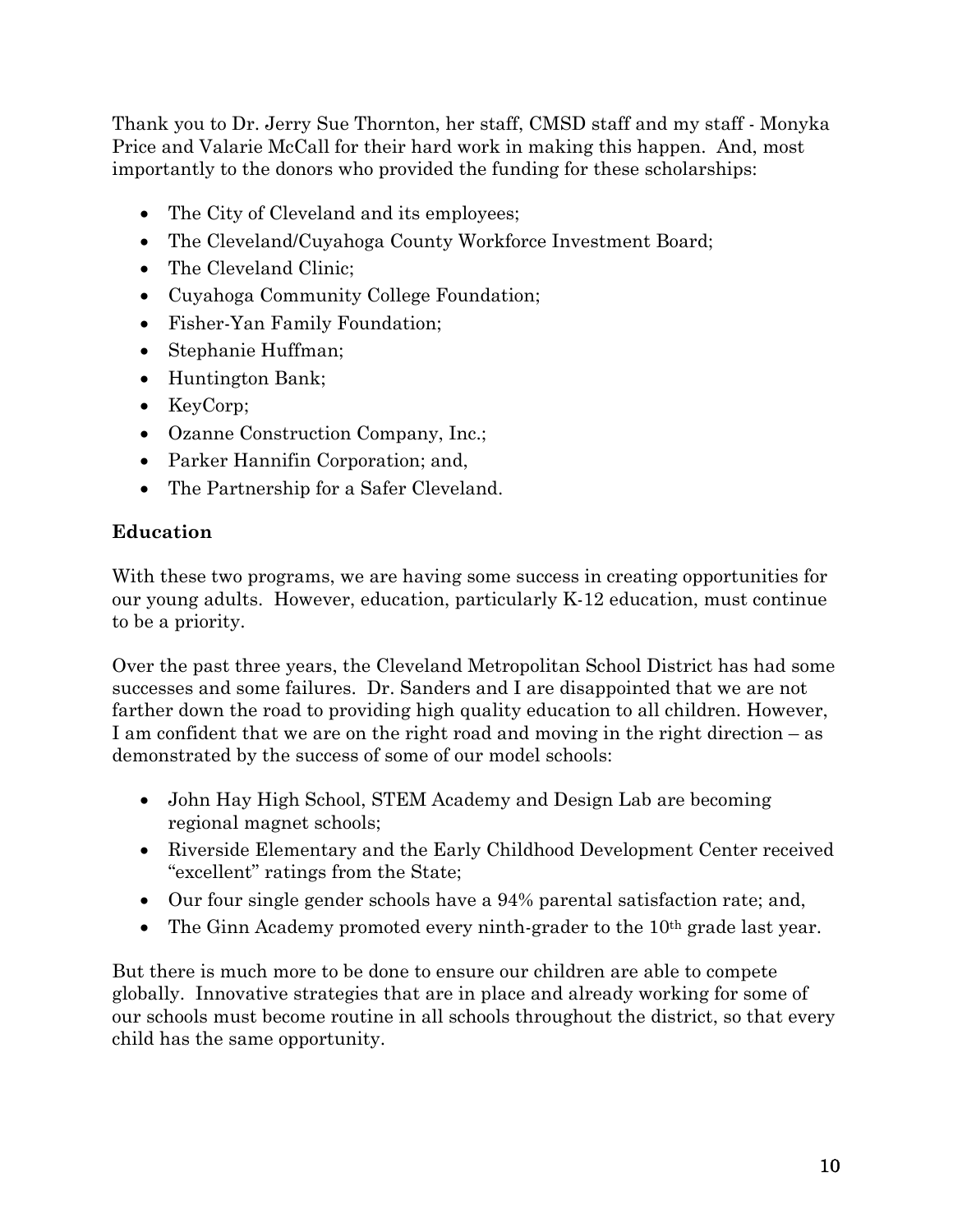Thank you to Dr. Jerry Sue Thornton, her staff, CMSD staff and my staff - Monyka Price and Valarie McCall for their hard work in making this happen. And, most importantly to the donors who provided the funding for these scholarships:

- The City of Cleveland and its employees;
- The Cleveland/Cuyahoga County Workforce Investment Board;
- The Cleveland Clinic;
- Cuyahoga Community College Foundation;
- Fisher-Yan Family Foundation;
- Stephanie Huffman;
- Huntington Bank;
- KeyCorp;
- Ozanne Construction Company, Inc.;
- Parker Hannifin Corporation; and,
- The Partnership for a Safer Cleveland.

**Education**

With these two programs, we are having some success in creating opportunities for our young adults. However, education, particularly K-12 education, must continue to be a priority.

Over the past three years, the Cleveland Metropolitan School District has had some successes and some failures. Dr. Sanders and I are disappointed that we are not farther down the road to providing high quality education to all children. However, I am confident that we are on the right road and moving in the right direction – as demonstrated by the success of some of our model schools:

- John Hay High School, STEM Academy and Design Lab are becoming regional magnet schools;
- Riverside Elementary and the Early Childhood Development Center received "excellent" ratings from the State;
- Our four single gender schools have a 94% parental satisfaction rate; and,
- The Ginn Academy promoted every ninth-grader to the 10th grade last year.

But there is much more to be done to ensure our children are able to compete globally. Innovative strategies that are in place and already working for some of our schools must become routine in all schools throughout the district, so that every child has the same opportunity.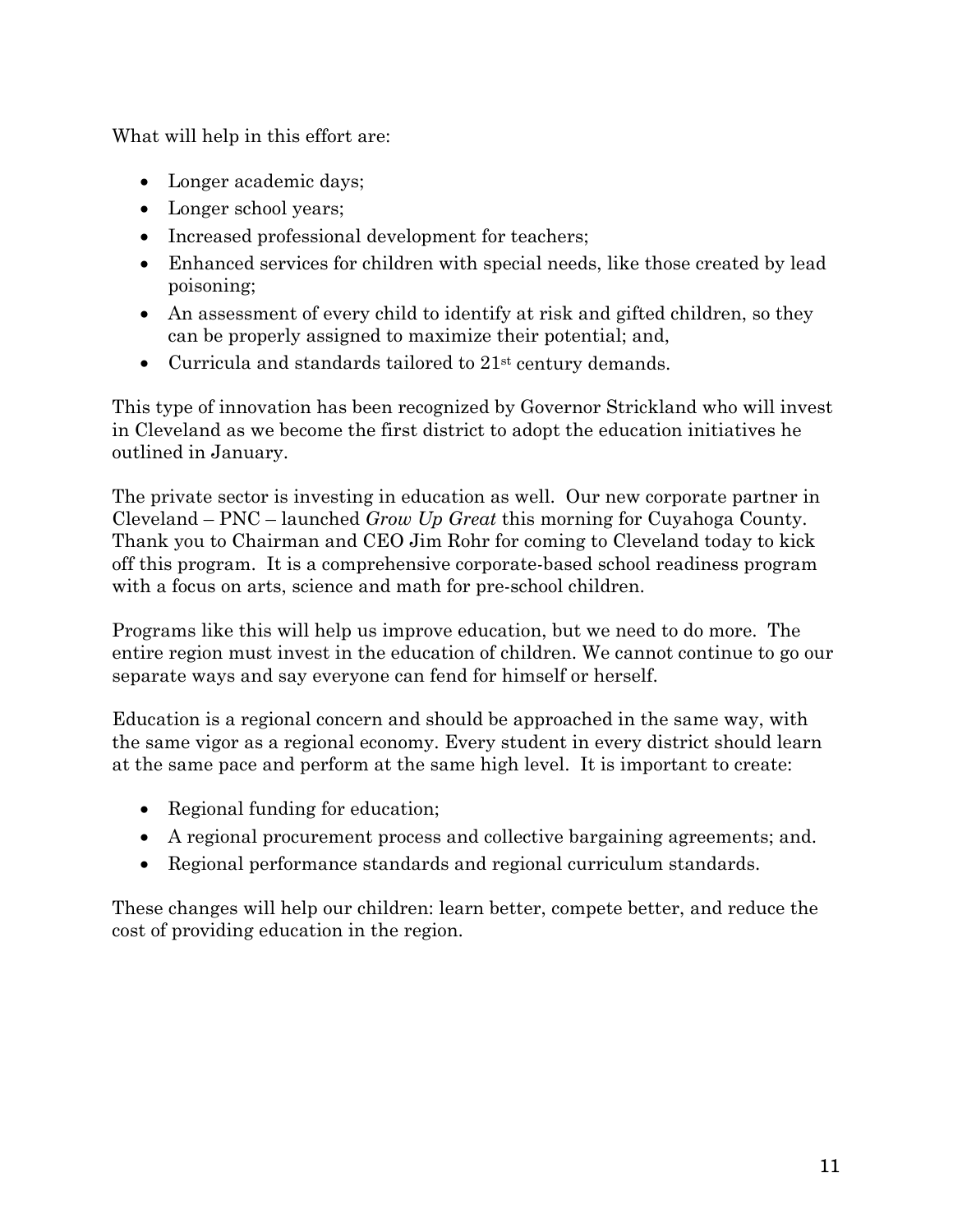What will help in this effort are:

- Longer academic days;
- Longer school years;
- Increased professional development for teachers;
- Enhanced services for children with special needs, like those created by lead poisoning;
- An assessment of every child to identify at risk and gifted children, so they can be properly assigned to maximize their potential; and,
- Curricula and standards tailored to 21st century demands.

This type of innovation has been recognized by Governor Strickland who will invest in Cleveland as we become the first district to adopt the education initiatives he outlined in January.

The private sector is investing in education as well. Our new corporate partner in Cleveland – PNC – launched *Grow Up Great* this morning for Cuyahoga County. Thank you to Chairman and CEO Jim Rohr for coming to Cleveland today to kick off this program. It is a comprehensive corporate-based school readiness program with a focus on arts, science and math for pre-school children.

Programs like this will help us improve education, but we need to do more. The entire region must invest in the education of children. We cannot continue to go our separate ways and say everyone can fend for himself or herself.

Education is a regional concern and should be approached in the same way, with the same vigor as a regional economy. Every student in every district should learn at the same pace and perform at the same high level. It is important to create:

- Regional funding for education;
- A regional procurement process and collective bargaining agreements; and.
- Regional performance standards and regional curriculum standards.

These changes will help our children: learn better, compete better, and reduce the cost of providing education in the region.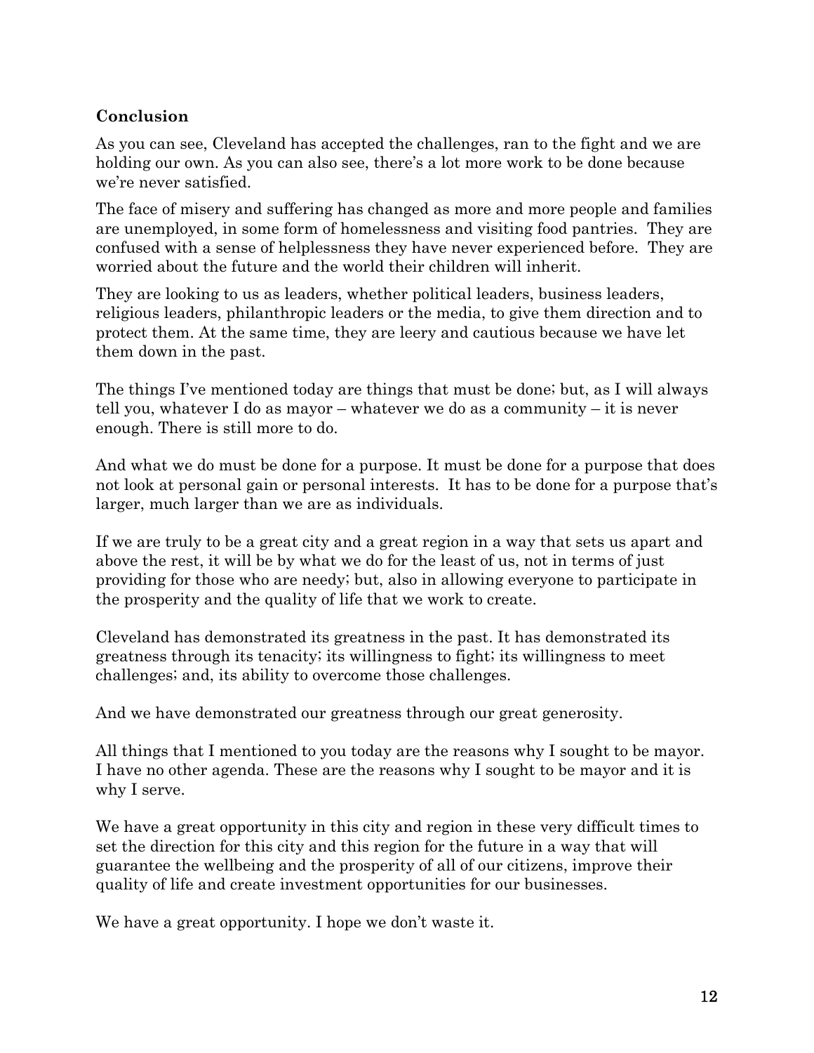**Conclusion**

As you can see, Cleveland has accepted the challenges, ran to the fight and we are holding our own. As you can also see, there's a lot more work to be done because we're never satisfied.

The face of misery and suffering has changed as more and more people and families are unemployed, in some form of homelessness and visiting food pantries. They are confused with a sense of helplessness they have never experienced before. They are worried about the future and the world their children will inherit.

They are looking to us as leaders, whether political leaders, business leaders, religious leaders, philanthropic leaders or the media, to give them direction and to protect them. At the same time, they are leery and cautious because we have let them down in the past.

The things I've mentioned today are things that must be done; but, as I will always tell you, whatever I do as mayor – whatever we do as a community – it is never enough. There is still more to do.

And what we do must be done for a purpose. It must be done for a purpose that does not look at personal gain or personal interests. It has to be done for a purpose that's larger, much larger than we are as individuals.

If we are truly to be a great city and a great region in a way that sets us apart and above the rest, it will be by what we do for the least of us, not in terms of just providing for those who are needy; but, also in allowing everyone to participate in the prosperity and the quality of life that we work to create.

Cleveland has demonstrated its greatness in the past. It has demonstrated its greatness through its tenacity; its willingness to fight; its willingness to meet challenges; and, its ability to overcome those challenges.

And we have demonstrated our greatness through our great generosity.

All things that I mentioned to you today are the reasons why I sought to be mayor. I have no other agenda. These are the reasons why I sought to be mayor and it is why I serve.

We have a great opportunity in this city and region in these very difficult times to set the direction for this city and this region for the future in a way that will guarantee the wellbeing and the prosperity of all of our citizens, improve their quality of life and create investment opportunities for our businesses.

We have a great opportunity. I hope we don't waste it.